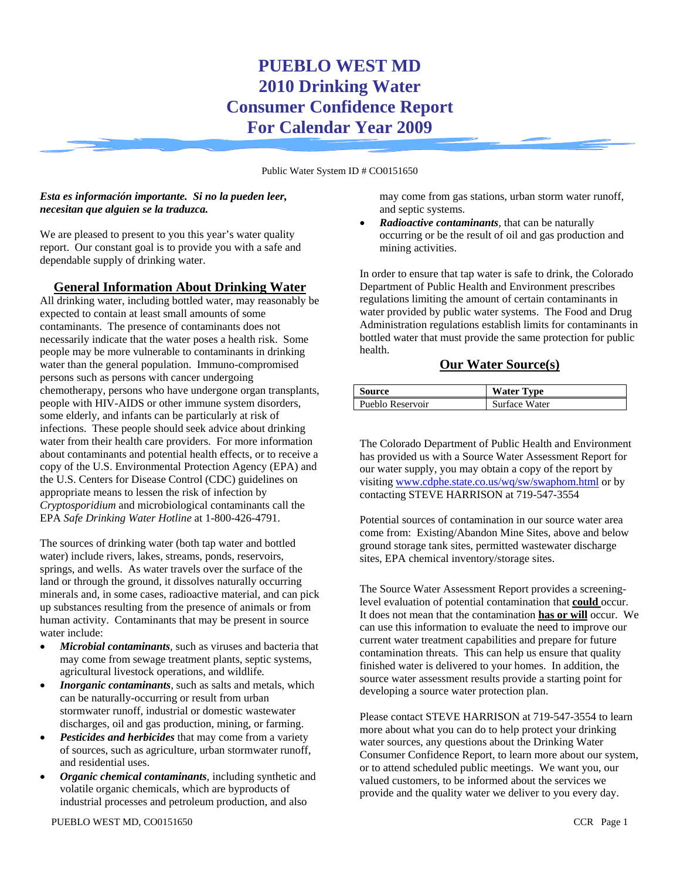# PUEBLO WEST MD
# 2010 Drinking Water Consumer Confidence Report For Calendar Year 2009

Public Water System ID # CO0151650

***Esta es información importante. Si no la pueden leer, necesitan que alguien se la traduzca.***

We are pleased to present to you this year's water quality report. Our constant goal is to provide you with a safe and dependable supply of drinking water.

## General Information About Drinking Water

All drinking water, including bottled water, may reasonably be expected to contain at least small amounts of some contaminants. The presence of contaminants does not necessarily indicate that the water poses a health risk. Some people may be more vulnerable to contaminants in drinking water than the general population. Immuno-compromised persons such as persons with cancer undergoing chemotherapy, persons who have undergone organ transplants, people with HIV-AIDS or other immune system disorders, some elderly, and infants can be particularly at risk of infections. These people should seek advice about drinking water from their health care providers. For more information about contaminants and potential health effects, or to receive a copy of the U.S. Environmental Protection Agency (EPA) and the U.S. Centers for Disease Control (CDC) guidelines on appropriate means to lessen the risk of infection by *Cryptosporidium* and microbiological contaminants call the EPA *Safe Drinking Water Hotline* at 1-800-426-4791.

The sources of drinking water (both tap water and bottled water) include rivers, lakes, streams, ponds, reservoirs, springs, and wells. As water travels over the surface of the land or through the ground, it dissolves naturally occurring minerals and, in some cases, radioactive material, and can pick up substances resulting from the presence of animals or from human activity. Contaminants that may be present in source water include:

- ***Microbial contaminants****,* such as viruses and bacteria that may come from sewage treatment plants, septic systems, agricultural livestock operations, and wildlife*.*
- ***Inorganic contaminants****,* such as salts and metals, which can be naturally-occurring or result from urban stormwater runoff, industrial or domestic wastewater discharges, oil and gas production, mining, or farming.
- ***Pesticides and herbicides*** that may come from a variety of sources, such as agriculture, urban stormwater runoff, and residential uses.
- ***Organic chemical contaminants****,* including synthetic and volatile organic chemicals, which are byproducts of industrial processes and petroleum production, and also may come from gas stations, urban storm water runoff, and septic systems.
- ***Radioactive contaminants****,* that can be naturally occurring or be the result of oil and gas production and mining activities.

In order to ensure that tap water is safe to drink, the Colorado Department of Public Health and Environment prescribes regulations limiting the amount of certain contaminants in water provided by public water systems. The Food and Drug Administration regulations establish limits for contaminants in bottled water that must provide the same protection for public health.

## Our Water Source(s)

| Source | Water Type |
|---|---|
| Pueblo Reservoir | Surface Water |

The Colorado Department of Public Health and Environment has provided us with a Source Water Assessment Report for our water supply, you may obtain a copy of the report by visiting www.cdphe.state.co.us/wq/sw/swaphom.html or by contacting STEVE HARRISON at 719-547-3554

Potential sources of contamination in our source water area come from: Existing/Abandon Mine Sites, above and below ground storage tank sites, permitted wastewater discharge sites, EPA chemical inventory/storage sites.

The Source Water Assessment Report provides a screening-level evaluation of potential contamination that **could** occur. It does not mean that the contamination **has or will** occur. We can use this information to evaluate the need to improve our current water treatment capabilities and prepare for future contamination threats. This can help us ensure that quality finished water is delivered to your homes. In addition, the source water assessment results provide a starting point for developing a source water protection plan.

Please contact STEVE HARRISON at 719-547-3554 to learn more about what you can do to help protect your drinking water sources, any questions about the Drinking Water Consumer Confidence Report, to learn more about our system, or to attend scheduled public meetings. We want you, our valued customers, to be informed about the services we provide and the quality water we deliver to you every day.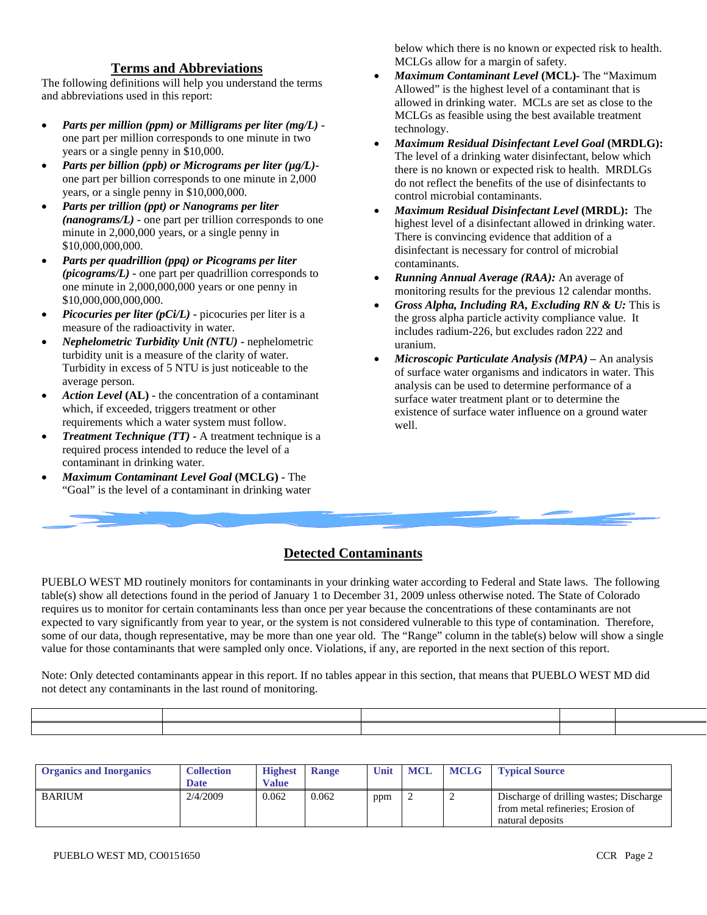## Terms and Abbreviations

The following definitions will help you understand the terms and abbreviations used in this report:

- ***Parts per million (ppm) or Milligrams per liter (mg/L)*** **-** one part per million corresponds to one minute in two years or a single penny in $10,000.
- ***Parts per billion (ppb) or Micrograms per liter (µg/L)*** **-** one part per billion corresponds to one minute in 2,000 years, or a single penny in $10,000,000.
- ***Parts per trillion (ppt) or Nanograms per liter (nanograms/L)*** **-** one part per trillion corresponds to one minute in 2,000,000 years, or a single penny in $10,000,000,000.
- ***Parts per quadrillion (ppq) or Picograms per liter (picograms/L)*** **-** one part per quadrillion corresponds to one minute in 2,000,000,000 years or one penny in $10,000,000,000,000.
- ***Picocuries per liter (pCi/L)*** **-** picocuries per liter is a measure of the radioactivity in water.
- ***Nephelometric Turbidity Unit (NTU)*** **-** nephelometric turbidity unit is a measure of the clarity of water. Turbidity in excess of 5 NTU is just noticeable to the average person.
- ***Action Level* (AL)** **-** the concentration of a contaminant which, if exceeded, triggers treatment or other requirements which a water system must follow.
- ***Treatment Technique (TT)*** **-** A treatment technique is a required process intended to reduce the level of a contaminant in drinking water.
- ***Maximum Contaminant Level Goal* (MCLG)** **-** The "Goal" is the level of a contaminant in drinking water below which there is no known or expected risk to health. MCLGs allow for a margin of safety.
- ***Maximum Contaminant Level* (MCL)-** The "Maximum Allowed" is the highest level of a contaminant that is allowed in drinking water. MCLs are set as close to the MCLGs as feasible using the best available treatment technology.
- ***Maximum Residual Disinfectant Level Goal* (MRDLG):** The level of a drinking water disinfectant, below which there is no known or expected risk to health. MRDLGs do not reflect the benefits of the use of disinfectants to control microbial contaminants.
- ***Maximum Residual Disinfectant Level* (MRDL):** The highest level of a disinfectant allowed in drinking water. There is convincing evidence that addition of a disinfectant is necessary for control of microbial contaminants.
- ***Running Annual Average (RAA):*** An average of monitoring results for the previous 12 calendar months.
- ***Gross Alpha, Including RA, Excluding RN & U:*** This is the gross alpha particle activity compliance value. It includes radium-226, but excludes radon 222 and uranium.
- ***Microscopic Particulate Analysis (MPA)*** **–** An analysis of surface water organisms and indicators in water. This analysis can be used to determine performance of a surface water treatment plant or to determine the existence of surface water influence on a ground water well.

## Detected Contaminants

PUEBLO WEST MD routinely monitors for contaminants in your drinking water according to Federal and State laws. The following table(s) show all detections found in the period of January 1 to December 31, 2009 unless otherwise noted. The State of Colorado requires us to monitor for certain contaminants less than once per year because the concentrations of these contaminants are not expected to vary significantly from year to year, or the system is not considered vulnerable to this type of contamination. Therefore, some of our data, though representative, may be more than one year old. The "Range" column in the table(s) below will show a single value for those contaminants that were sampled only once. Violations, if any, are reported in the next section of this report.

Note: Only detected contaminants appear in this report. If no tables appear in this section, that means that PUEBLO WEST MD did not detect any contaminants in the last round of monitoring.

| Organics and Inorganics | Collection Date | Highest Value | Range | Unit | MCL | MCLG | Typical Source |
|---|---|---|---|---|---|---|---|
| BARIUM | 2/4/2009 | 0.062 | 0.062 | ppm | 2 | 2 | Discharge of drilling wastes; Discharge from metal refineries; Erosion of natural deposits |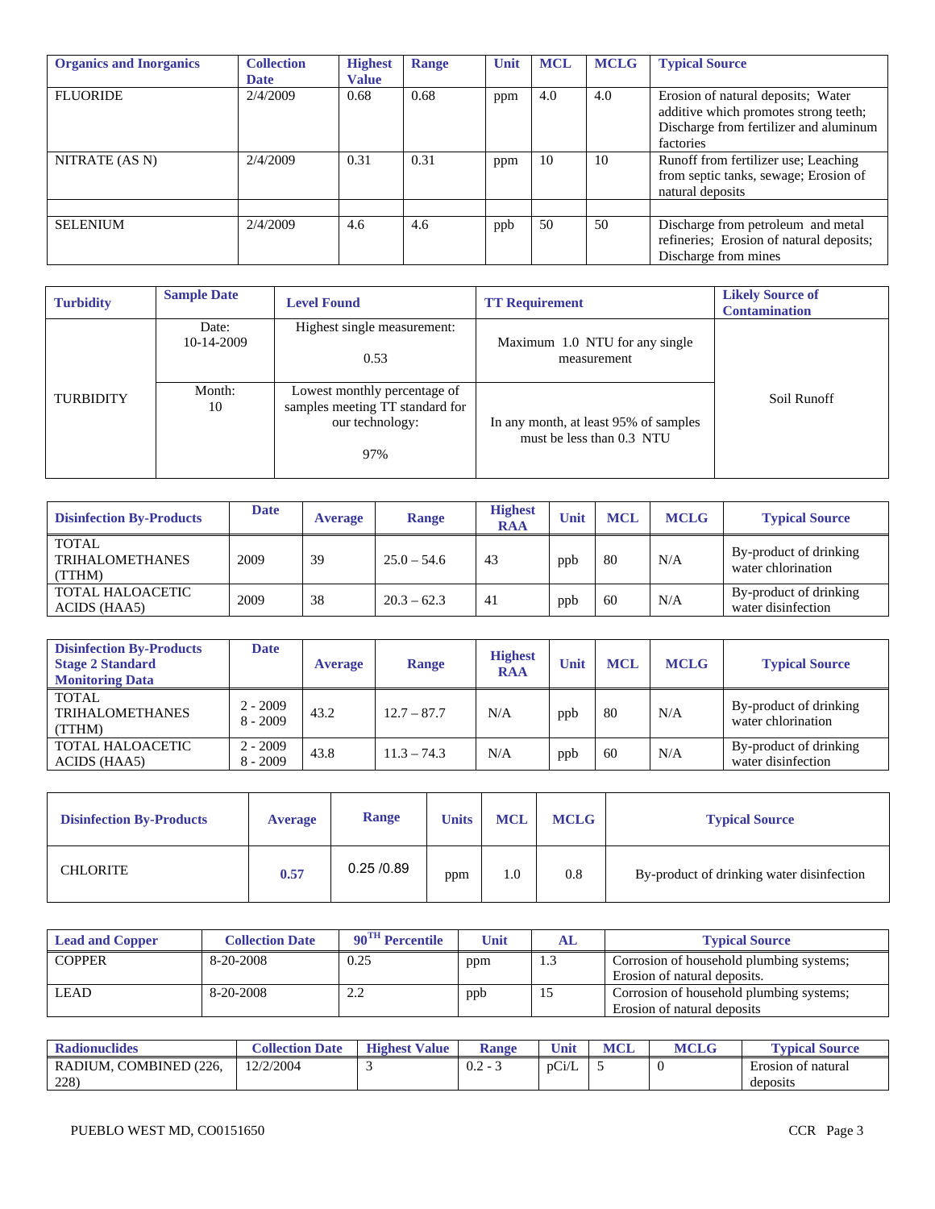| Organics and Inorganics | Collection Date | Highest Value | Range | Unit | MCL | MCLG | Typical Source |
|---|---|---|---|---|---|---|---|
| FLUORIDE | 2/4/2009 | 0.68 | 0.68 | ppm | 4.0 | 4.0 | Erosion of natural deposits; Water additive which promotes strong teeth; Discharge from fertilizer and aluminum factories |
| NITRATE (AS N) | 2/4/2009 | 0.31 | 0.31 | ppm | 10 | 10 | Runoff from fertilizer use; Leaching from septic tanks, sewage; Erosion of natural deposits |
| | | | | | | | |
| SELENIUM | 2/4/2009 | 4.6 | 4.6 | ppb | 50 | 50 | Discharge from petroleum and metal refineries; Erosion of natural deposits; Discharge from mines |

| Turbidity | Sample Date | Level Found | TT Requirement | Likely Source of Contamination |
|---|---|---|---|---|
| TURBIDITY | Date: 10-14-2009 | Highest single measurement: 0.53 | Maximum 1.0 NTU for any single measurement | Soil Runoff |
| | Month: 10 | Lowest monthly percentage of samples meeting TT standard for our technology: 97% | In any month, at least 95% of samples must be less than 0.3 NTU | |

| Disinfection By-Products | Date | Average | Range | Highest RAA | Unit | MCL | MCLG | Typical Source |
|---|---|---|---|---|---|---|---|---|
| TOTAL TRIHALOMETHANES (TTHM) | 2009 | 39 | 25.0 – 54.6 | 43 | ppb | 80 | N/A | By-product of drinking water chlorination |
| TOTAL HALOACETIC ACIDS (HAA5) | 2009 | 38 | 20.3 – 62.3 | 41 | ppb | 60 | N/A | By-product of drinking water disinfection |

| Disinfection By-Products Stage 2 Standard Monitoring Data | Date | Average | Range | Highest RAA | Unit | MCL | MCLG | Typical Source |
|---|---|---|---|---|---|---|---|---|
| TOTAL TRIHALOMETHANES (TTHM) | 2 - 2009<br>8 - 2009 | 43.2 | 12.7 – 87.7 | N/A | ppb | 80 | N/A | By-product of drinking water chlorination |
| TOTAL HALOACETIC ACIDS (HAA5) | 2 - 2009<br>8 - 2009 | 43.8 | 11.3 – 74.3 | N/A | ppb | 60 | N/A | By-product of drinking water disinfection |

| Disinfection By-Products | Average | Range | Units | MCL | MCLG | Typical Source |
|---|---|---|---|---|---|---|
| CHLORITE | 0.57 | 0.25 /0.89 | ppm | 1.0 | 0.8 | By-product of drinking water disinfection |

| Lead and Copper | Collection Date | 90[TH] Percentile | Unit | AL | Typical Source |
|---|---|---|---|---|---|
| COPPER | 8-20-2008 | 0.25 | ppm | 1.3 | Corrosion of household plumbing systems; Erosion of natural deposits. |
| LEAD | 8-20-2008 | 2.2 | ppb | 15 | Corrosion of household plumbing systems; Erosion of natural deposits |

| Radionuclides | Collection Date | Highest Value | Range | Unit | MCL | MCLG | Typical Source |
|---|---|---|---|---|---|---|---|
| RADIUM, COMBINED (226, 228) | 12/2/2004 | 3 | 0.2 - 3 | pCi/L | 5 | 0 | Erosion of natural deposits |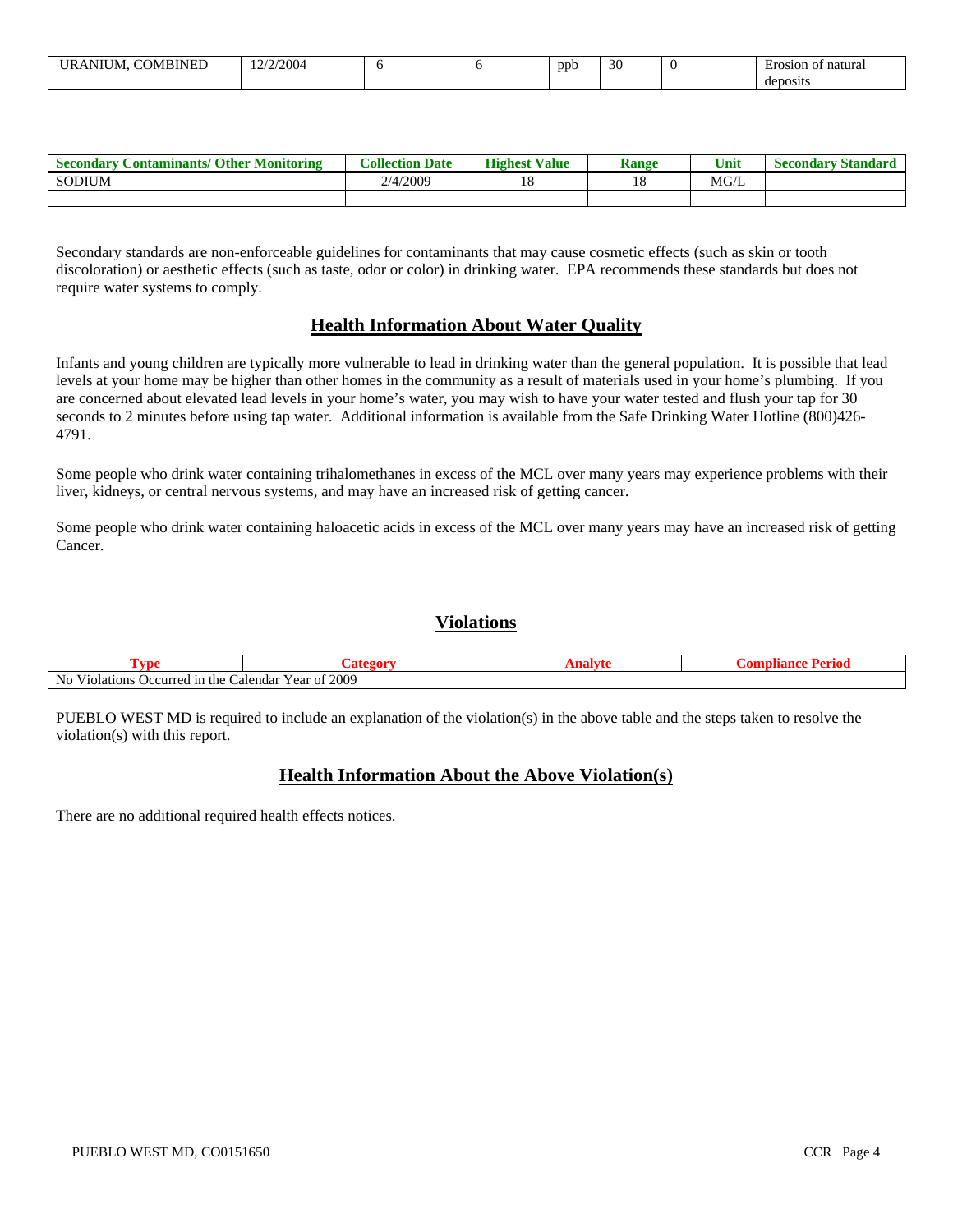| | | | | | | | |
|---|---|---|---|---|---|---|---|
| URANIUM, COMBINED | 12/2/2004 | 6 | 6 | ppb | 30 | 0 | Erosion of natural deposits |

| Secondary Contaminants/ Other Monitoring | Collection Date | Highest Value | Range | Unit | Secondary Standard |
|---|---|---|---|---|---|
| SODIUM | 2/4/2009 | 18 | 18 | MG/L | |
| | | | | | |

Secondary standards are non-enforceable guidelines for contaminants that may cause cosmetic effects (such as skin or tooth discoloration) or aesthetic effects (such as taste, odor or color) in drinking water. EPA recommends these standards but does not require water systems to comply.

## Health Information About Water Quality

Infants and young children are typically more vulnerable to lead in drinking water than the general population. It is possible that lead levels at your home may be higher than other homes in the community as a result of materials used in your home's plumbing. If you are concerned about elevated lead levels in your home's water, you may wish to have your water tested and flush your tap for 30 seconds to 2 minutes before using tap water. Additional information is available from the Safe Drinking Water Hotline (800)426-4791.

Some people who drink water containing trihalomethanes in excess of the MCL over many years may experience problems with their liver, kidneys, or central nervous systems, and may have an increased risk of getting cancer.

Some people who drink water containing haloacetic acids in excess of the MCL over many years may have an increased risk of getting Cancer.

## Violations

| Type | Category | Analyte | Compliance Period |
|---|---|---|---|
| No Violations Occurred in the Calendar Year of 2009 | | | |

PUEBLO WEST MD is required to include an explanation of the violation(s) in the above table and the steps taken to resolve the violation(s) with this report.

## Health Information About the Above Violation(s)

There are no additional required health effects notices.